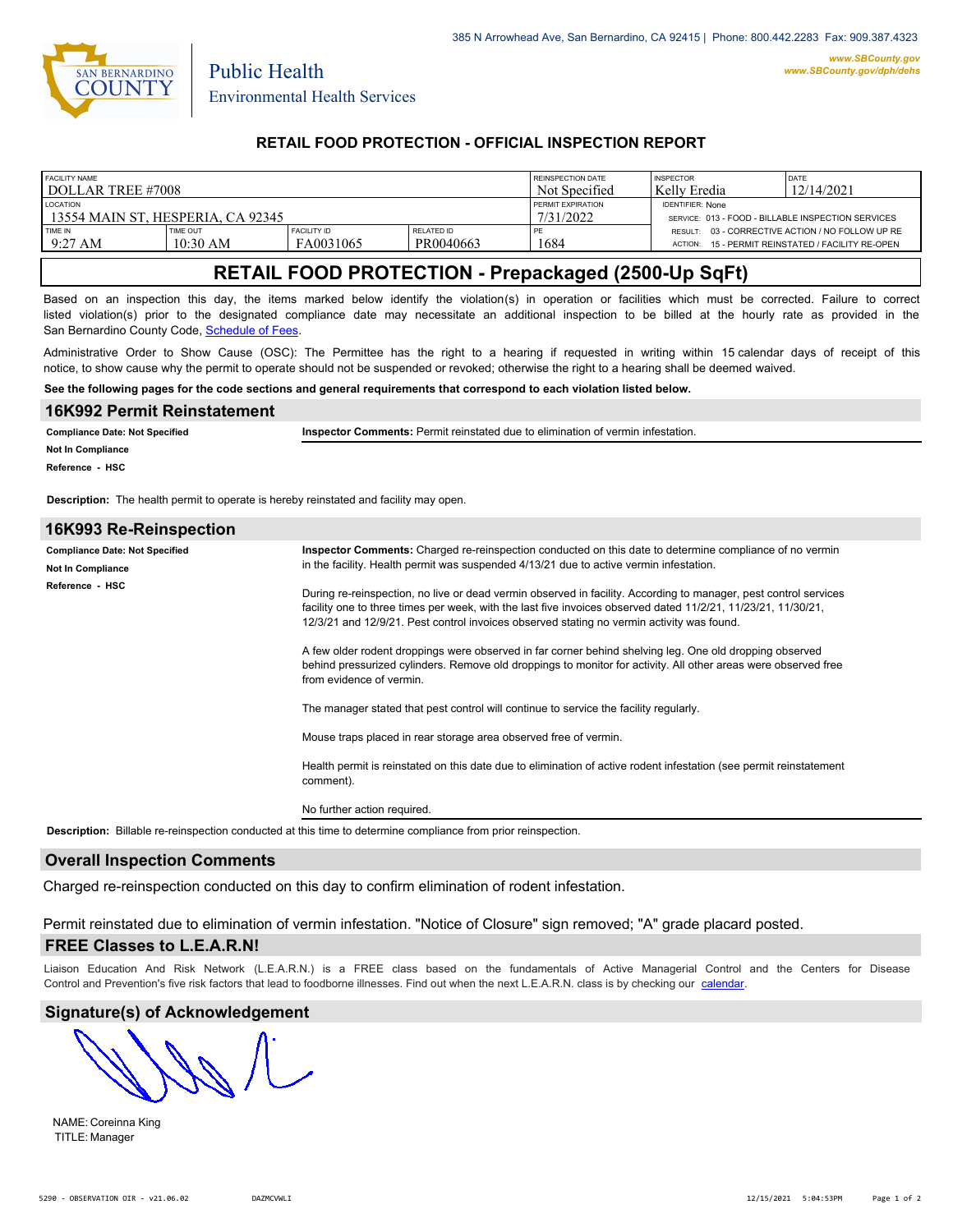385 N Arrowhead Ave, San Bernardino, CA 92415 | Phone: 800.442.2283 Fax: 909.387.4323

www.SBCounty.gov
www.SBCounty.gov/dph/dehs

SAN BERNARDINO COUNTY

Public Health
Environmental Health Services

## RETAIL FOOD PROTECTION - OFFICIAL INSPECTION REPORT

| FACILITY NAME | | | | REINSPECTION DATE | INSPECTOR | DATE |
|---|---|---|---|---|---|---|
| DOLLAR TREE #7008 | | | | Not Specified | Kelly Eredia | 12/14/2021 |
| LOCATION | | | | PERMIT EXPIRATION | IDENTIFIER: None | |
| 13554 MAIN ST, HESPERIA, CA 92345 | | | | 7/31/2022 | SERVICE: 013 - FOOD - BILLABLE INSPECTION SERVICES | |
| TIME IN | TIME OUT | FACILITY ID | RELATED ID | PE | RESULT: 03 - CORRECTIVE ACTION / NO FOLLOW UP RE | |
| 9:27 AM | 10:30 AM | FA0031065 | PR0040663 | 1684 | ACTION: 15 - PERMIT REINSTATED / FACILITY RE-OPEN | |

# RETAIL FOOD PROTECTION - Prepackaged (2500-Up SqFt)

Based on an inspection this day, the items marked below identify the violation(s) in operation or facilities which must be corrected. Failure to correct listed violation(s) prior to the designated compliance date may necessitate an additional inspection to be billed at the hourly rate as provided in the San Bernardino County Code, Schedule of Fees.

Administrative Order to Show Cause (OSC): The Permittee has the right to a hearing if requested in writing within 15 calendar days of receipt of this notice, to show cause why the permit to operate should not be suspended or revoked; otherwise the right to a hearing shall be deemed waived.

**See the following pages for the code sections and general requirements that correspond to each violation listed below.**

## 16K992 Permit Reinstatement

**Compliance Date: Not Specified**
**Not In Compliance**
**Reference - HSC**

**Inspector Comments:** Permit reinstated due to elimination of vermin infestation.

**Description:** The health permit to operate is hereby reinstated and facility may open.

## 16K993 Re-Reinspection

**Compliance Date: Not Specified**
**Not In Compliance**
**Reference - HSC**

**Inspector Comments:** Charged re-reinspection conducted on this date to determine compliance of no vermin in the facility. Health permit was suspended 4/13/21 due to active vermin infestation.

During re-reinspection, no live or dead vermin observed in facility. According to manager, pest control services facility one to three times per week, with the last five invoices observed dated 11/2/21, 11/23/21, 11/30/21, 12/3/21 and 12/9/21. Pest control invoices observed stating no vermin activity was found.

A few older rodent droppings were observed in far corner behind shelving leg. One old dropping observed behind pressurized cylinders. Remove old droppings to monitor for activity. All other areas were observed free from evidence of vermin.

The manager stated that pest control will continue to service the facility regularly.

Mouse traps placed in rear storage area observed free of vermin.

Health permit is reinstated on this date due to elimination of active rodent infestation (see permit reinstatement comment).

No further action required.

**Description:** Billable re-reinspection conducted at this time to determine compliance from prior reinspection.

## Overall Inspection Comments

Charged re-reinspection conducted on this day to confirm elimination of rodent infestation.

Permit reinstated due to elimination of vermin infestation. "Notice of Closure" sign removed; "A" grade placard posted.

## FREE Classes to L.E.A.R.N!

Liaison Education And Risk Network (L.E.A.R.N.) is a FREE class based on the fundamentals of Active Managerial Control and the Centers for Disease Control and Prevention's five risk factors that lead to foodborne illnesses. Find out when the next L.E.A.R.N. class is by checking our calendar.

## Signature(s) of Acknowledgement

NAME: Coreinna King
TITLE: Manager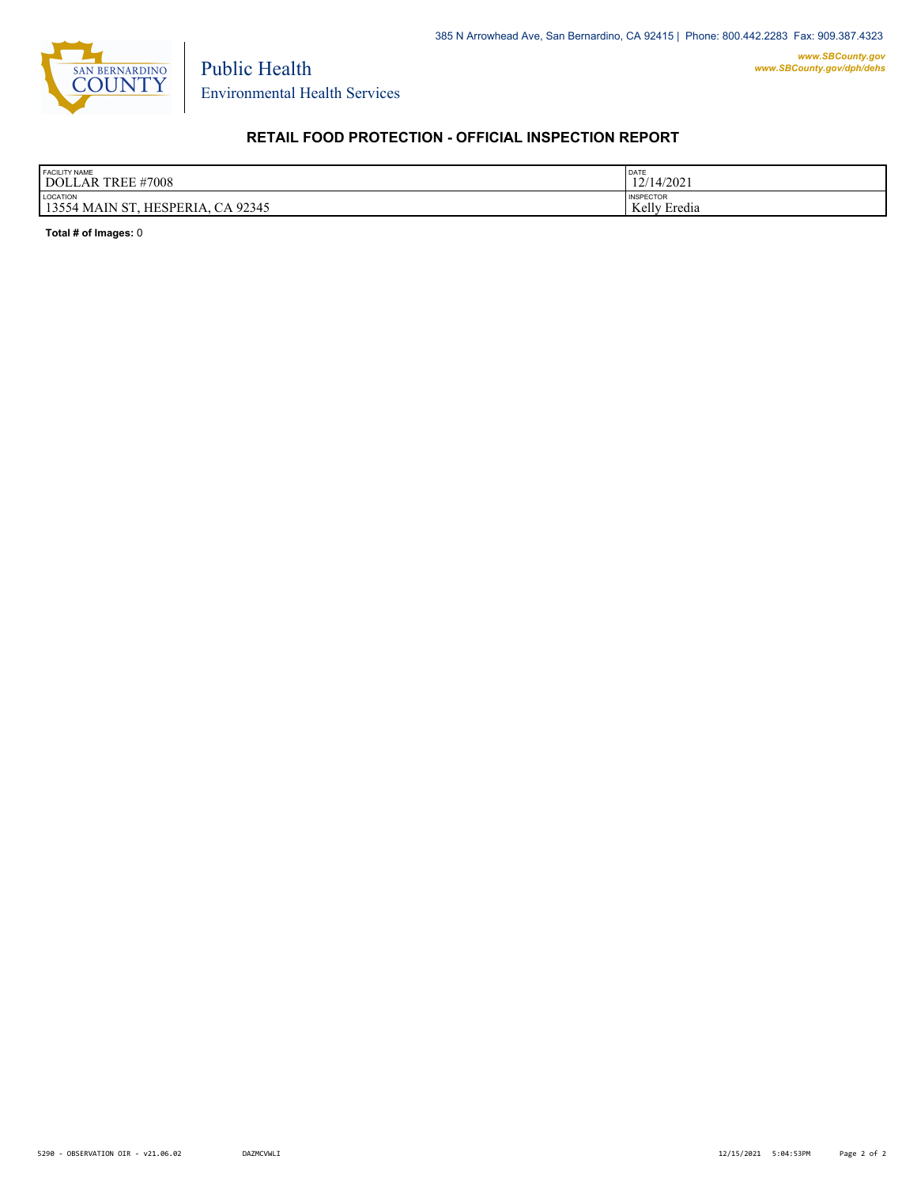385 N Arrowhead Ave, San Bernardino, CA 92415 | Phone: 800.442.2283 Fax: 909.387.4323

*www.SBCounty.gov*
*www.SBCounty.gov/dph/dehs*

SAN BERNARDINO COUNTY

Public Health
Environmental Health Services

## RETAIL FOOD PROTECTION - OFFICIAL INSPECTION REPORT

| | |
|---|---|
| FACILITY NAME<br>DOLLAR TREE #7008 | DATE<br>12/14/2021 |
| LOCATION<br>13554 MAIN ST, HESPERIA, CA 92345 | INSPECTOR<br>Kelly Eredia |

**Total # of Images:** 0

5290 - OBSERVATION OIR - v21.06.02 DAZMCVWLI 12/15/2021 5:04:53PM